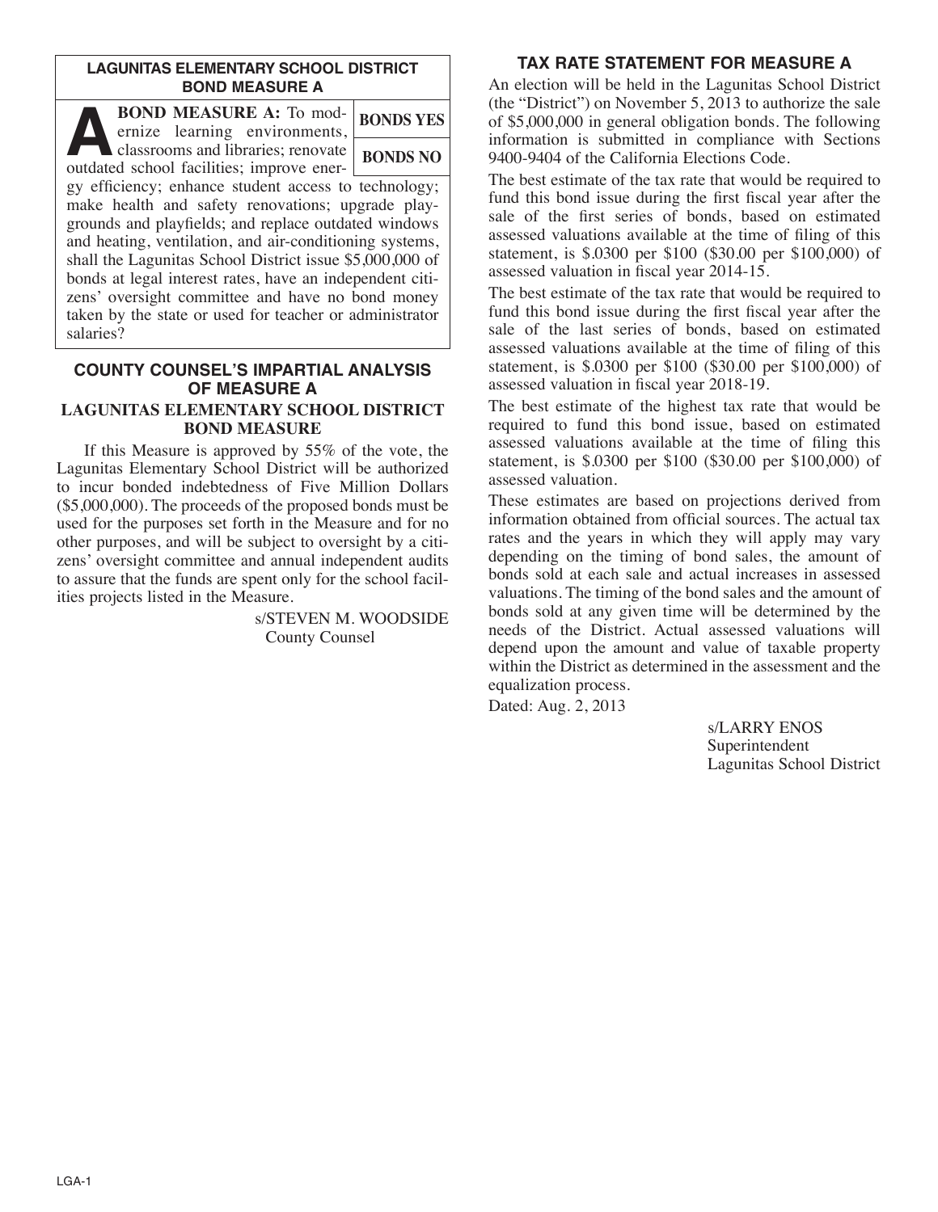## LAGUNITAS ELEMENTARY SCHOOL DISTRICT BOND MEASURE A

**A BOND MEASURE A:** To modernize learning environments, classrooms and libraries; renovate outdated school facilities; improve energy efficiency; enhance student access to technology; make health and safety renovations; upgrade playgrounds and playfields; and replace outdated windows and heating, ventilation, and air-conditioning systems, shall the Lagunitas School District issue $5,000,000 of bonds at legal interest rates, have an independent citizens' oversight committee and have no bond money taken by the state or used for teacher or administrator salaries?

| BONDS YES |
| --- |
| BONDS NO |

## COUNTY COUNSEL'S IMPARTIAL ANALYSIS OF MEASURE A

### LAGUNITAS ELEMENTARY SCHOOL DISTRICT BOND MEASURE

If this Measure is approved by 55% of the vote, the Lagunitas Elementary School District will be authorized to incur bonded indebtedness of Five Million Dollars ($5,000,000). The proceeds of the proposed bonds must be used for the purposes set forth in the Measure and for no other purposes, and will be subject to oversight by a citizens' oversight committee and annual independent audits to assure that the funds are spent only for the school facilities projects listed in the Measure.

s/STEVEN M. WOODSIDE
County Counsel

## TAX RATE STATEMENT FOR MEASURE A

An election will be held in the Lagunitas School District (the "District") on November 5, 2013 to authorize the sale of $5,000,000 in general obligation bonds. The following information is submitted in compliance with Sections 9400-9404 of the California Elections Code.

The best estimate of the tax rate that would be required to fund this bond issue during the first fiscal year after the sale of the first series of bonds, based on estimated assessed valuations available at the time of filing of this statement, is $.0300 per $100 ($30.00 per $100,000) of assessed valuation in fiscal year 2014-15.

The best estimate of the tax rate that would be required to fund this bond issue during the first fiscal year after the sale of the last series of bonds, based on estimated assessed valuations available at the time of filing of this statement, is $.0300 per $100 ($30.00 per $100,000) of assessed valuation in fiscal year 2018-19.

The best estimate of the highest tax rate that would be required to fund this bond issue, based on estimated assessed valuations available at the time of filing this statement, is $.0300 per $100 ($30.00 per $100,000) of assessed valuation.

These estimates are based on projections derived from information obtained from official sources. The actual tax rates and the years in which they will apply may vary depending on the timing of bond sales, the amount of bonds sold at each sale and actual increases in assessed valuations. The timing of the bond sales and the amount of bonds sold at any given time will be determined by the needs of the District. Actual assessed valuations will depend upon the amount and value of taxable property within the District as determined in the assessment and the equalization process.

Dated: Aug. 2, 2013

s/LARRY ENOS
Superintendent
Lagunitas School District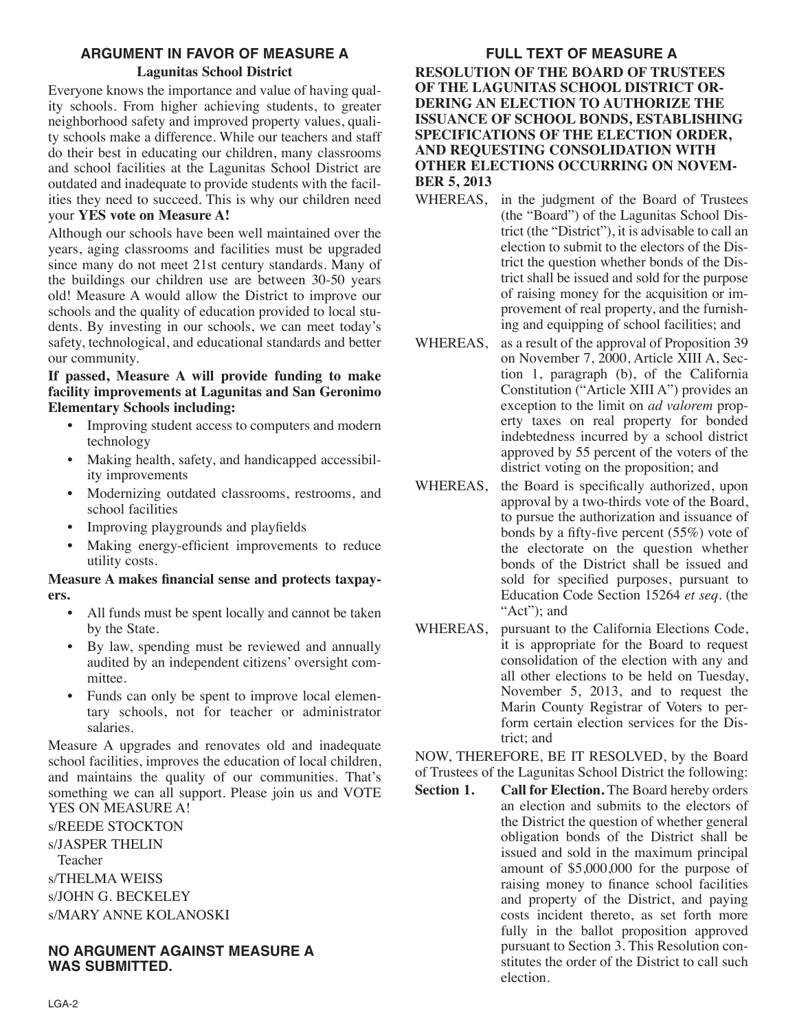## ARGUMENT IN FAVOR OF MEASURE A

### Lagunitas School District

Everyone knows the importance and value of having quality schools. From higher achieving students, to greater neighborhood safety and improved property values, quality schools make a difference. While our teachers and staff do their best in educating our children, many classrooms and school facilities at the Lagunitas School District are outdated and inadequate to provide students with the facilities they need to succeed. This is why our children need your **YES vote on Measure A!**

Although our schools have been well maintained over the years, aging classrooms and facilities must be upgraded since many do not meet 21st century standards. Many of the buildings our children use are between 30-50 years old! Measure A would allow the District to improve our schools and the quality of education provided to local students. By investing in our schools, we can meet today's safety, technological, and educational standards and better our community.

**If passed, Measure A will provide funding to make facility improvements at Lagunitas and San Geronimo Elementary Schools including:**

- Improving student access to computers and modern technology
- Making health, safety, and handicapped accessibility improvements
- Modernizing outdated classrooms, restrooms, and school facilities
- Improving playgrounds and playfields
- Making energy-efficient improvements to reduce utility costs.

**Measure A makes financial sense and protects taxpayers.**

- All funds must be spent locally and cannot be taken by the State.
- By law, spending must be reviewed and annually audited by an independent citizens' oversight committee.
- Funds can only be spent to improve local elementary schools, not for teacher or administrator salaries.

Measure A upgrades and renovates old and inadequate school facilities, improves the education of local children, and maintains the quality of our communities. That's something we can all support. Please join us and VOTE YES ON MEASURE A!

s/REEDE STOCKTON

s/JASPER THELIN
Teacher

s/THELMA WEISS

s/JOHN G. BECKELEY

s/MARY ANNE KOLANOSKI

## NO ARGUMENT AGAINST MEASURE A WAS SUBMITTED.

## FULL TEXT OF MEASURE A

**RESOLUTION OF THE BOARD OF TRUSTEES OF THE LAGUNITAS SCHOOL DISTRICT ORDERING AN ELECTION TO AUTHORIZE THE ISSUANCE OF SCHOOL BONDS, ESTABLISHING SPECIFICATIONS OF THE ELECTION ORDER, AND REQUESTING CONSOLIDATION WITH OTHER ELECTIONS OCCURRING ON NOVEMBER 5, 2013**

WHEREAS, in the judgment of the Board of Trustees (the "Board") of the Lagunitas School District (the "District"), it is advisable to call an election to submit to the electors of the District the question whether bonds of the District shall be issued and sold for the purpose of raising money for the acquisition or improvement of real property, and the furnishing and equipping of school facilities; and

WHEREAS, as a result of the approval of Proposition 39 on November 7, 2000, Article XIII A, Section 1, paragraph (b), of the California Constitution ("Article XIII A") provides an exception to the limit on *ad valorem* property taxes on real property for bonded indebtedness incurred by a school district approved by 55 percent of the voters of the district voting on the proposition; and

WHEREAS, the Board is specifically authorized, upon approval by a two-thirds vote of the Board, to pursue the authorization and issuance of bonds by a fifty-five percent (55%) vote of the electorate on the question whether bonds of the District shall be issued and sold for specified purposes, pursuant to Education Code Section 15264 *et seq*. (the "Act"); and

WHEREAS, pursuant to the California Elections Code, it is appropriate for the Board to request consolidation of the election with any and all other elections to be held on Tuesday, November 5, 2013, and to request the Marin County Registrar of Voters to perform certain election services for the District; and

NOW, THEREFORE, BE IT RESOLVED, by the Board of Trustees of the Lagunitas School District the following:

**Section 1. Call for Election.** The Board hereby orders an election and submits to the electors of the District the question of whether general obligation bonds of the District shall be issued and sold in the maximum principal amount of $5,000,000 for the purpose of raising money to finance school facilities and property of the District, and paying costs incident thereto, as set forth more fully in the ballot proposition approved pursuant to Section 3. This Resolution constitutes the order of the District to call such election.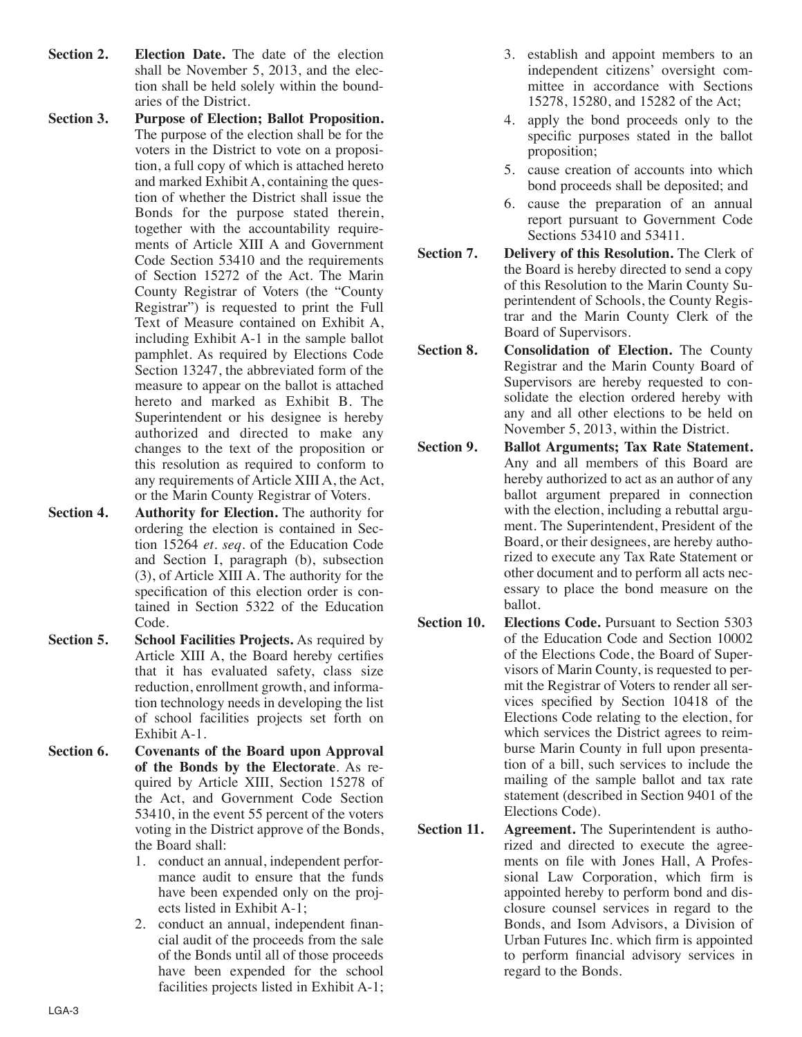**Section 2. Election Date.** The date of the election shall be November 5, 2013, and the election shall be held solely within the boundaries of the District.

**Section 3. Purpose of Election; Ballot Proposition.** The purpose of the election shall be for the voters in the District to vote on a proposition, a full copy of which is attached hereto and marked Exhibit A, containing the question of whether the District shall issue the Bonds for the purpose stated therein, together with the accountability requirements of Article XIII A and Government Code Section 53410 and the requirements of Section 15272 of the Act. The Marin County Registrar of Voters (the "County Registrar") is requested to print the Full Text of Measure contained on Exhibit A, including Exhibit A-1 in the sample ballot pamphlet. As required by Elections Code Section 13247, the abbreviated form of the measure to appear on the ballot is attached hereto and marked as Exhibit B. The Superintendent or his designee is hereby authorized and directed to make any changes to the text of the proposition or this resolution as required to conform to any requirements of Article XIII A, the Act, or the Marin County Registrar of Voters.

**Section 4. Authority for Election.** The authority for ordering the election is contained in Section 15264 *et. seq.* of the Education Code and Section I, paragraph (b), subsection (3), of Article XIII A. The authority for the specification of this election order is contained in Section 5322 of the Education Code.

**Section 5. School Facilities Projects.** As required by Article XIII A, the Board hereby certifies that it has evaluated safety, class size reduction, enrollment growth, and information technology needs in developing the list of school facilities projects set forth on Exhibit A-1.

**Section 6. Covenants of the Board upon Approval of the Bonds by the Electorate**. As required by Article XIII, Section 15278 of the Act, and Government Code Section 53410, in the event 55 percent of the voters voting in the District approve of the Bonds, the Board shall:

1. conduct an annual, independent performance audit to ensure that the funds have been expended only on the projects listed in Exhibit A-1;
2. conduct an annual, independent financial audit of the proceeds from the sale of the Bonds until all of those proceeds have been expended for the school facilities projects listed in Exhibit A-1;
3. establish and appoint members to an independent citizens' oversight committee in accordance with Sections 15278, 15280, and 15282 of the Act;
4. apply the bond proceeds only to the specific purposes stated in the ballot proposition;
5. cause creation of accounts into which bond proceeds shall be deposited; and
6. cause the preparation of an annual report pursuant to Government Code Sections 53410 and 53411.

**Section 7. Delivery of this Resolution.** The Clerk of the Board is hereby directed to send a copy of this Resolution to the Marin County Superintendent of Schools, the County Registrar and the Marin County Clerk of the Board of Supervisors.

**Section 8. Consolidation of Election.** The County Registrar and the Marin County Board of Supervisors are hereby requested to consolidate the election ordered hereby with any and all other elections to be held on November 5, 2013, within the District.

**Section 9. Ballot Arguments; Tax Rate Statement.** Any and all members of this Board are hereby authorized to act as an author of any ballot argument prepared in connection with the election, including a rebuttal argument. The Superintendent, President of the Board, or their designees, are hereby authorized to execute any Tax Rate Statement or other document and to perform all acts necessary to place the bond measure on the ballot.

**Section 10. Elections Code.** Pursuant to Section 5303 of the Education Code and Section 10002 of the Elections Code, the Board of Supervisors of Marin County, is requested to permit the Registrar of Voters to render all services specified by Section 10418 of the Elections Code relating to the election, for which services the District agrees to reimburse Marin County in full upon presentation of a bill, such services to include the mailing of the sample ballot and tax rate statement (described in Section 9401 of the Elections Code).

**Section 11. Agreement.** The Superintendent is authorized and directed to execute the agreements on file with Jones Hall, A Professional Law Corporation, which firm is appointed hereby to perform bond and disclosure counsel services in regard to the Bonds, and Isom Advisors, a Division of Urban Futures Inc. which firm is appointed to perform financial advisory services in regard to the Bonds.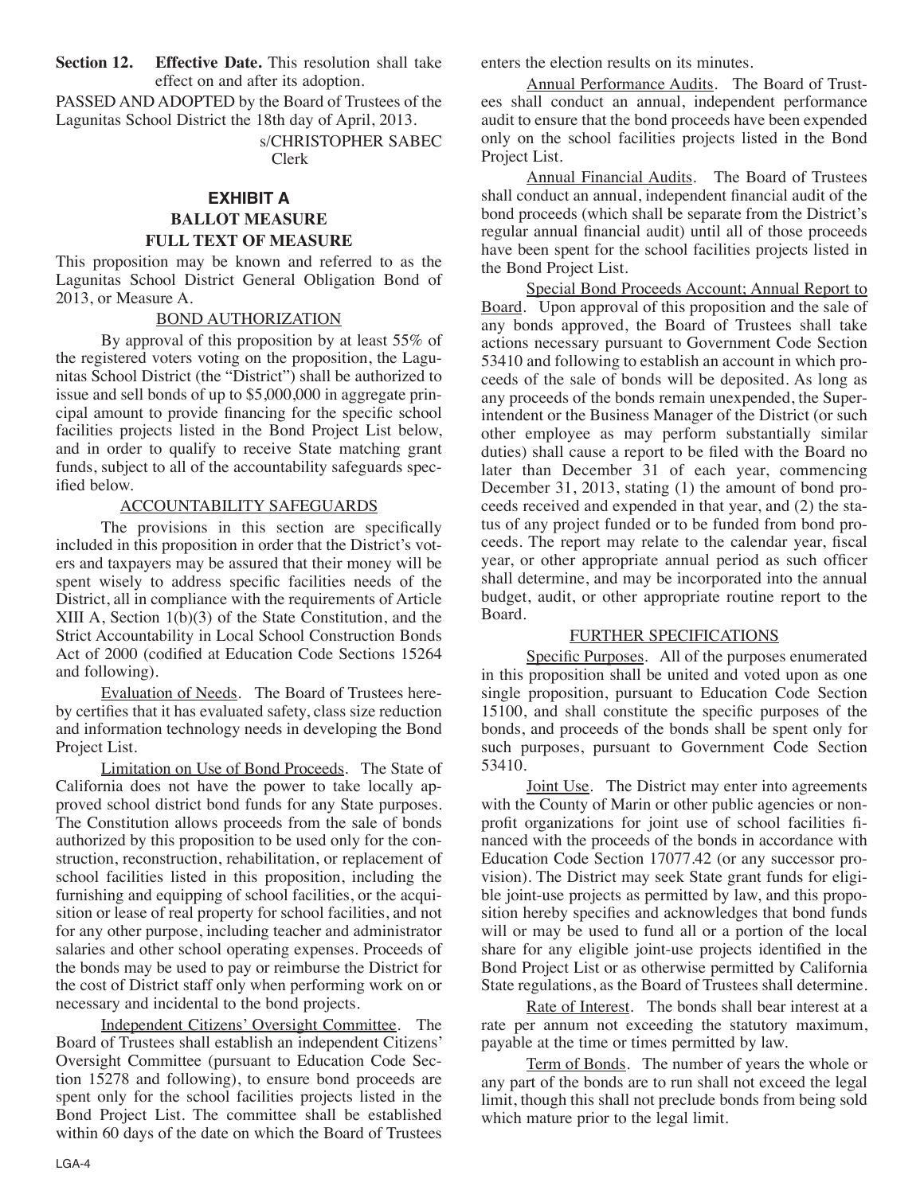**Section 12. Effective Date.** This resolution shall take effect on and after its adoption.

PASSED AND ADOPTED by the Board of Trustees of the Lagunitas School District the 18th day of April, 2013.

s/CHRISTOPHER SABEC
Clerk

## EXHIBIT A
## BALLOT MEASURE
## FULL TEXT OF MEASURE

This proposition may be known and referred to as the Lagunitas School District General Obligation Bond of 2013, or Measure A.

### BOND AUTHORIZATION

By approval of this proposition by at least 55% of the registered voters voting on the proposition, the Lagunitas School District (the "District") shall be authorized to issue and sell bonds of up to $5,000,000 in aggregate principal amount to provide financing for the specific school facilities projects listed in the Bond Project List below, and in order to qualify to receive State matching grant funds, subject to all of the accountability safeguards specified below.

### ACCOUNTABILITY SAFEGUARDS

The provisions in this section are specifically included in this proposition in order that the District's voters and taxpayers may be assured that their money will be spent wisely to address specific facilities needs of the District, all in compliance with the requirements of Article XIII A, Section 1(b)(3) of the State Constitution, and the Strict Accountability in Local School Construction Bonds Act of 2000 (codified at Education Code Sections 15264 and following).

Evaluation of Needs. The Board of Trustees hereby certifies that it has evaluated safety, class size reduction and information technology needs in developing the Bond Project List.

Limitation on Use of Bond Proceeds. The State of California does not have the power to take locally approved school district bond funds for any State purposes. The Constitution allows proceeds from the sale of bonds authorized by this proposition to be used only for the construction, reconstruction, rehabilitation, or replacement of school facilities listed in this proposition, including the furnishing and equipping of school facilities, or the acquisition or lease of real property for school facilities, and not for any other purpose, including teacher and administrator salaries and other school operating expenses. Proceeds of the bonds may be used to pay or reimburse the District for the cost of District staff only when performing work on or necessary and incidental to the bond projects.

Independent Citizens' Oversight Committee. The Board of Trustees shall establish an independent Citizens' Oversight Committee (pursuant to Education Code Section 15278 and following), to ensure bond proceeds are spent only for the school facilities projects listed in the Bond Project List. The committee shall be established within 60 days of the date on which the Board of Trustees enters the election results on its minutes.

Annual Performance Audits. The Board of Trustees shall conduct an annual, independent performance audit to ensure that the bond proceeds have been expended only on the school facilities projects listed in the Bond Project List.

Annual Financial Audits. The Board of Trustees shall conduct an annual, independent financial audit of the bond proceeds (which shall be separate from the District's regular annual financial audit) until all of those proceeds have been spent for the school facilities projects listed in the Bond Project List.

Special Bond Proceeds Account; Annual Report to Board. Upon approval of this proposition and the sale of any bonds approved, the Board of Trustees shall take actions necessary pursuant to Government Code Section 53410 and following to establish an account in which proceeds of the sale of bonds will be deposited. As long as any proceeds of the bonds remain unexpended, the Superintendent or the Business Manager of the District (or such other employee as may perform substantially similar duties) shall cause a report to be filed with the Board no later than December 31 of each year, commencing December 31, 2013, stating (1) the amount of bond proceeds received and expended in that year, and (2) the status of any project funded or to be funded from bond proceeds. The report may relate to the calendar year, fiscal year, or other appropriate annual period as such officer shall determine, and may be incorporated into the annual budget, audit, or other appropriate routine report to the Board.

### FURTHER SPECIFICATIONS

Specific Purposes. All of the purposes enumerated in this proposition shall be united and voted upon as one single proposition, pursuant to Education Code Section 15100, and shall constitute the specific purposes of the bonds, and proceeds of the bonds shall be spent only for such purposes, pursuant to Government Code Section 53410.

Joint Use. The District may enter into agreements with the County of Marin or other public agencies or nonprofit organizations for joint use of school facilities financed with the proceeds of the bonds in accordance with Education Code Section 17077.42 (or any successor provision). The District may seek State grant funds for eligible joint-use projects as permitted by law, and this proposition hereby specifies and acknowledges that bond funds will or may be used to fund all or a portion of the local share for any eligible joint-use projects identified in the Bond Project List or as otherwise permitted by California State regulations, as the Board of Trustees shall determine.

Rate of Interest. The bonds shall bear interest at a rate per annum not exceeding the statutory maximum, payable at the time or times permitted by law.

Term of Bonds. The number of years the whole or any part of the bonds are to run shall not exceed the legal limit, though this shall not preclude bonds from being sold which mature prior to the legal limit.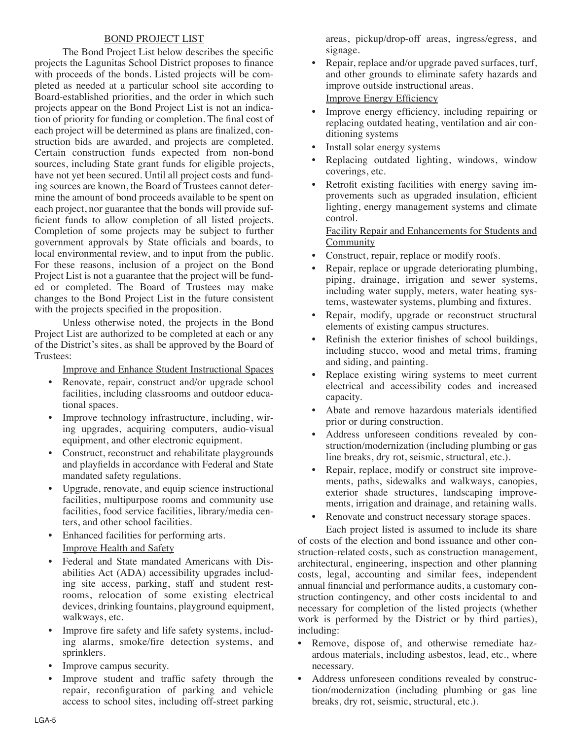## BOND PROJECT LIST

The Bond Project List below describes the specific projects the Lagunitas School District proposes to finance with proceeds of the bonds. Listed projects will be completed as needed at a particular school site according to Board-established priorities, and the order in which such projects appear on the Bond Project List is not an indication of priority for funding or completion. The final cost of each project will be determined as plans are finalized, construction bids are awarded, and projects are completed. Certain construction funds expected from non-bond sources, including State grant funds for eligible projects, have not yet been secured. Until all project costs and funding sources are known, the Board of Trustees cannot determine the amount of bond proceeds available to be spent on each project, nor guarantee that the bonds will provide sufficient funds to allow completion of all listed projects. Completion of some projects may be subject to further government approvals by State officials and boards, to local environmental review, and to input from the public. For these reasons, inclusion of a project on the Bond Project List is not a guarantee that the project will be funded or completed. The Board of Trustees may make changes to the Bond Project List in the future consistent with the projects specified in the proposition.

Unless otherwise noted, the projects in the Bond Project List are authorized to be completed at each or any of the District's sites, as shall be approved by the Board of Trustees:

### Improve and Enhance Student Instructional Spaces

- Renovate, repair, construct and/or upgrade school facilities, including classrooms and outdoor educational spaces.
- Improve technology infrastructure, including, wiring upgrades, acquiring computers, audio-visual equipment, and other electronic equipment.
- Construct, reconstruct and rehabilitate playgrounds and playfields in accordance with Federal and State mandated safety regulations.
- Upgrade, renovate, and equip science instructional facilities, multipurpose rooms and community use facilities, food service facilities, library/media centers, and other school facilities.
- Enhanced facilities for performing arts.

### Improve Health and Safety

- Federal and State mandated Americans with Disabilities Act (ADA) accessibility upgrades including site access, parking, staff and student restrooms, relocation of some existing electrical devices, drinking fountains, playground equipment, walkways, etc.
- Improve fire safety and life safety systems, including alarms, smoke/fire detection systems, and sprinklers.
- Improve campus security.
- Improve student and traffic safety through the repair, reconfiguration of parking and vehicle access to school sites, including off-street parking areas, pickup/drop-off areas, ingress/egress, and signage.
- Repair, replace and/or upgrade paved surfaces, turf, and other grounds to eliminate safety hazards and improve outside instructional areas.

### Improve Energy Efficiency

- Improve energy efficiency, including repairing or replacing outdated heating, ventilation and air conditioning systems
- Install solar energy systems
- Replacing outdated lighting, windows, window coverings, etc.
- Retrofit existing facilities with energy saving improvements such as upgraded insulation, efficient lighting, energy management systems and climate control.

### Facility Repair and Enhancements for Students and Community

- Construct, repair, replace or modify roofs.
- Repair, replace or upgrade deteriorating plumbing, piping, drainage, irrigation and sewer systems, including water supply, meters, water heating systems, wastewater systems, plumbing and fixtures.
- Repair, modify, upgrade or reconstruct structural elements of existing campus structures.
- Refinish the exterior finishes of school buildings, including stucco, wood and metal trims, framing and siding, and painting.
- Replace existing wiring systems to meet current electrical and accessibility codes and increased capacity.
- Abate and remove hazardous materials identified prior or during construction.
- Address unforeseen conditions revealed by construction/modernization (including plumbing or gas line breaks, dry rot, seismic, structural, etc.).
- Repair, replace, modify or construct site improvements, paths, sidewalks and walkways, canopies, exterior shade structures, landscaping improvements, irrigation and drainage, and retaining walls.
- Renovate and construct necessary storage spaces.

Each project listed is assumed to include its share of costs of the election and bond issuance and other construction-related costs, such as construction management, architectural, engineering, inspection and other planning costs, legal, accounting and similar fees, independent annual financial and performance audits, a customary construction contingency, and other costs incidental to and necessary for completion of the listed projects (whether work is performed by the District or by third parties), including:

- Remove, dispose of, and otherwise remediate hazardous materials, including asbestos, lead, etc., where necessary.
- Address unforeseen conditions revealed by construction/modernization (including plumbing or gas line breaks, dry rot, seismic, structural, etc.).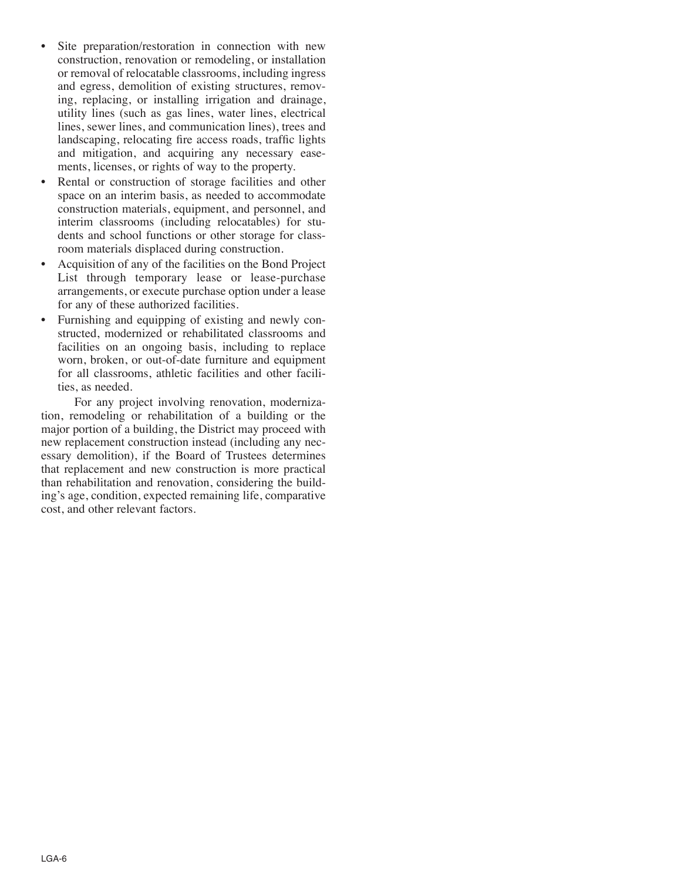- Site preparation/restoration in connection with new construction, renovation or remodeling, or installation or removal of relocatable classrooms, including ingress and egress, demolition of existing structures, removing, replacing, or installing irrigation and drainage, utility lines (such as gas lines, water lines, electrical lines, sewer lines, and communication lines), trees and landscaping, relocating fire access roads, traffic lights and mitigation, and acquiring any necessary easements, licenses, or rights of way to the property.
- Rental or construction of storage facilities and other space on an interim basis, as needed to accommodate construction materials, equipment, and personnel, and interim classrooms (including relocatables) for students and school functions or other storage for classroom materials displaced during construction.
- Acquisition of any of the facilities on the Bond Project List through temporary lease or lease-purchase arrangements, or execute purchase option under a lease for any of these authorized facilities.
- Furnishing and equipping of existing and newly constructed, modernized or rehabilitated classrooms and facilities on an ongoing basis, including to replace worn, broken, or out-of-date furniture and equipment for all classrooms, athletic facilities and other facilities, as needed.

For any project involving renovation, modernization, remodeling or rehabilitation of a building or the major portion of a building, the District may proceed with new replacement construction instead (including any necessary demolition), if the Board of Trustees determines that replacement and new construction is more practical than rehabilitation and renovation, considering the building's age, condition, expected remaining life, comparative cost, and other relevant factors.